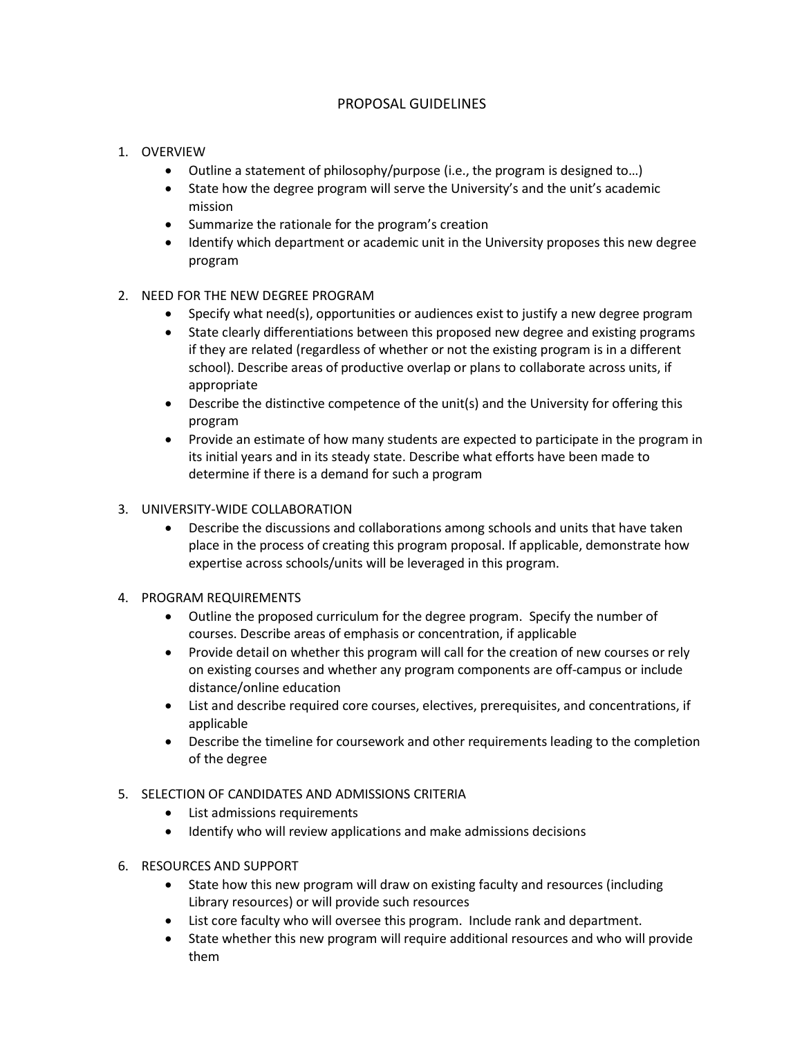# PROPOSAL GUIDELINES

1. OVERVIEW
   - Outline a statement of philosophy/purpose (i.e., the program is designed to…)
   - State how the degree program will serve the University's and the unit's academic mission
   - Summarize the rationale for the program's creation
   - Identify which department or academic unit in the University proposes this new degree program

2. NEED FOR THE NEW DEGREE PROGRAM
   - Specify what need(s), opportunities or audiences exist to justify a new degree program
   - State clearly differentiations between this proposed new degree and existing programs if they are related (regardless of whether or not the existing program is in a different school). Describe areas of productive overlap or plans to collaborate across units, if appropriate
   - Describe the distinctive competence of the unit(s) and the University for offering this program
   - Provide an estimate of how many students are expected to participate in the program in its initial years and in its steady state. Describe what efforts have been made to determine if there is a demand for such a program

3. UNIVERSITY-WIDE COLLABORATION
   - Describe the discussions and collaborations among schools and units that have taken place in the process of creating this program proposal. If applicable, demonstrate how expertise across schools/units will be leveraged in this program.

4. PROGRAM REQUIREMENTS
   - Outline the proposed curriculum for the degree program. Specify the number of courses. Describe areas of emphasis or concentration, if applicable
   - Provide detail on whether this program will call for the creation of new courses or rely on existing courses and whether any program components are off-campus or include distance/online education
   - List and describe required core courses, electives, prerequisites, and concentrations, if applicable
   - Describe the timeline for coursework and other requirements leading to the completion of the degree

5. SELECTION OF CANDIDATES AND ADMISSIONS CRITERIA
   - List admissions requirements
   - Identify who will review applications and make admissions decisions

6. RESOURCES AND SUPPORT
   - State how this new program will draw on existing faculty and resources (including Library resources) or will provide such resources
   - List core faculty who will oversee this program. Include rank and department.
   - State whether this new program will require additional resources and who will provide them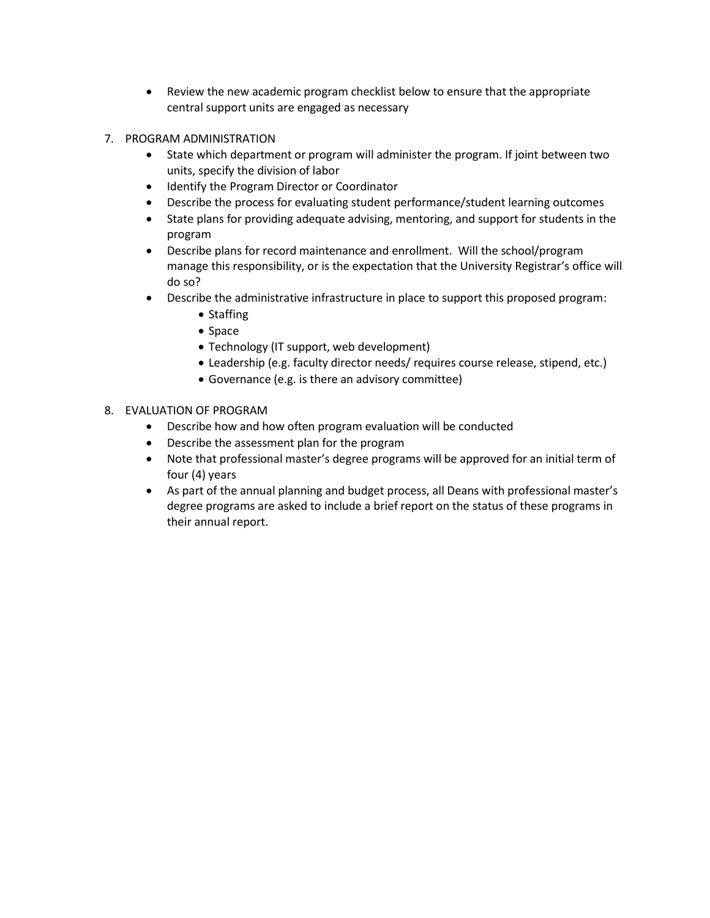- Review the new academic program checklist below to ensure that the appropriate central support units are engaged as necessary

7. PROGRAM ADMINISTRATION
    - State which department or program will administer the program. If joint between two units, specify the division of labor
    - Identify the Program Director or Coordinator
    - Describe the process for evaluating student performance/student learning outcomes
    - State plans for providing adequate advising, mentoring, and support for students in the program
    - Describe plans for record maintenance and enrollment. Will the school/program manage this responsibility, or is the expectation that the University Registrar's office will do so?
    - Describe the administrative infrastructure in place to support this proposed program:
        - Staffing
        - Space
        - Technology (IT support, web development)
        - Leadership (e.g. faculty director needs/ requires course release, stipend, etc.)
        - Governance (e.g. is there an advisory committee)

8. EVALUATION OF PROGRAM
    - Describe how and how often program evaluation will be conducted
    - Describe the assessment plan for the program
    - Note that professional master's degree programs will be approved for an initial term of four (4) years
    - As part of the annual planning and budget process, all Deans with professional master's degree programs are asked to include a brief report on the status of these programs in their annual report.